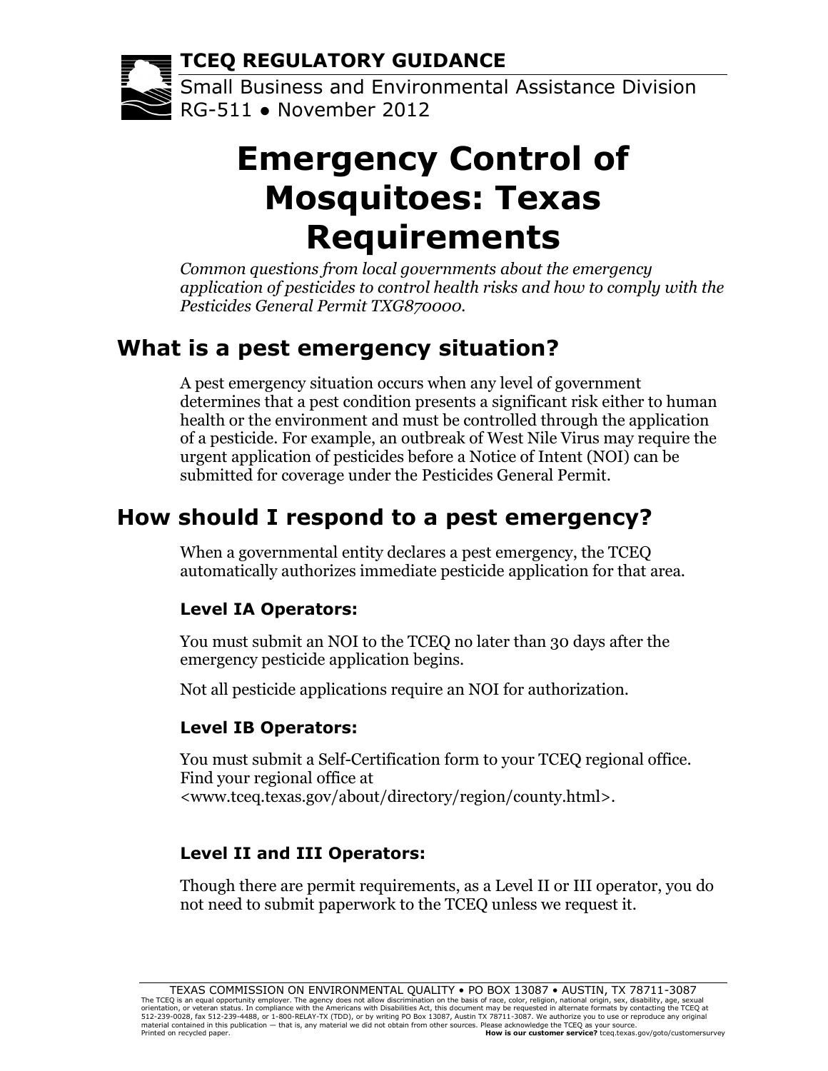**TCEQ REGULATORY GUIDANCE**

Small Business and Environmental Assistance Division
RG-511 ● November 2012

# Emergency Control of Mosquitoes: Texas Requirements

*Common questions from local governments about the emergency application of pesticides to control health risks and how to comply with the Pesticides General Permit TXG870000.*

## What is a pest emergency situation?

A pest emergency situation occurs when any level of government determines that a pest condition presents a significant risk either to human health or the environment and must be controlled through the application of a pesticide. For example, an outbreak of West Nile Virus may require the urgent application of pesticides before a Notice of Intent (NOI) can be submitted for coverage under the Pesticides General Permit.

## How should I respond to a pest emergency?

When a governmental entity declares a pest emergency, the TCEQ automatically authorizes immediate pesticide application for that area.

### Level IA Operators:

You must submit an NOI to the TCEQ no later than 30 days after the emergency pesticide application begins.

Not all pesticide applications require an NOI for authorization.

### Level IB Operators:

You must submit a Self-Certification form to your TCEQ regional office. Find your regional office at <www.tceq.texas.gov/about/directory/region/county.html>.

### Level II and III Operators:

Though there are permit requirements, as a Level II or III operator, you do not need to submit paperwork to the TCEQ unless we request it.

TEXAS COMMISSION ON ENVIRONMENTAL QUALITY • PO BOX 13087 • AUSTIN, TX 78711-3087
The TCEQ is an equal opportunity employer. The agency does not allow discrimination on the basis of race, color, religion, national origin, sex, disability, age, sexual orientation, or veteran status. In compliance with the Americans with Disabilities Act, this document may be requested in alternate formats by contacting the TCEQ at 512-239-0028, fax 512-239-4488, or 1-800-RELAY-TX (TDD), or by writing PO Box 13087, Austin TX 78711-3087. We authorize you to use or reproduce any original material contained in this publication — that is, any material we did not obtain from other sources. Please acknowledge the TCEQ as your source.
Printed on recycled paper. **How is our customer service?** tceq.texas.gov/goto/customersurvey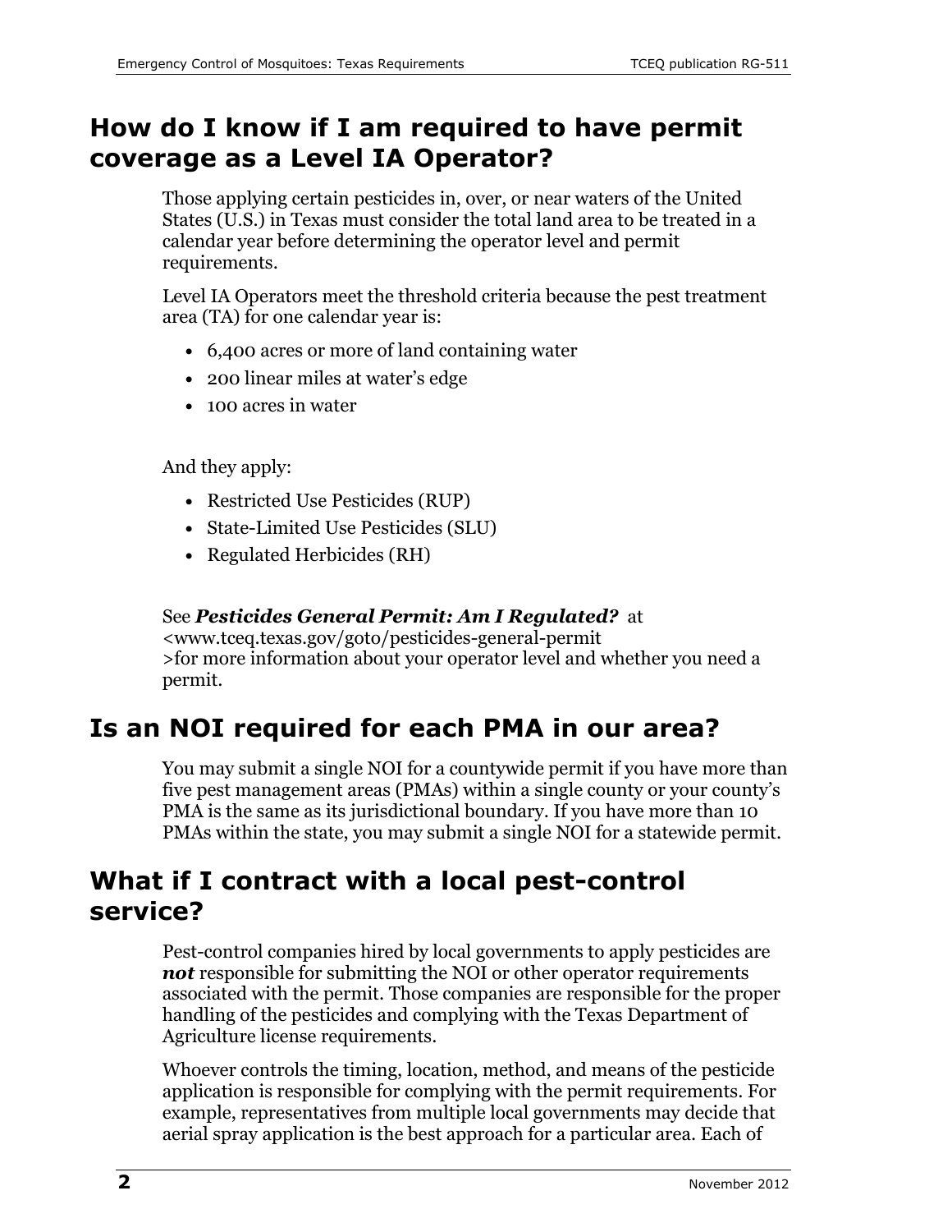## How do I know if I am required to have permit coverage as a Level IA Operator?

Those applying certain pesticides in, over, or near waters of the United States (U.S.) in Texas must consider the total land area to be treated in a calendar year before determining the operator level and permit requirements.

Level IA Operators meet the threshold criteria because the pest treatment area (TA) for one calendar year is:

- 6,400 acres or more of land containing water
- 200 linear miles at water's edge
- 100 acres in water

And they apply:

- Restricted Use Pesticides (RUP)
- State-Limited Use Pesticides (SLU)
- Regulated Herbicides (RH)

See ***Pesticides General Permit: Am I Regulated?*** at <www.tceq.texas.gov/goto/pesticides-general-permit >for more information about your operator level and whether you need a permit.

## Is an NOI required for each PMA in our area?

You may submit a single NOI for a countywide permit if you have more than five pest management areas (PMAs) within a single county or your county's PMA is the same as its jurisdictional boundary. If you have more than 10 PMAs within the state, you may submit a single NOI for a statewide permit.

## What if I contract with a local pest-control service?

Pest-control companies hired by local governments to apply pesticides are ***not*** responsible for submitting the NOI or other operator requirements associated with the permit. Those companies are responsible for the proper handling of the pesticides and complying with the Texas Department of Agriculture license requirements.

Whoever controls the timing, location, method, and means of the pesticide application is responsible for complying with the permit requirements. For example, representatives from multiple local governments may decide that aerial spray application is the best approach for a particular area. Each of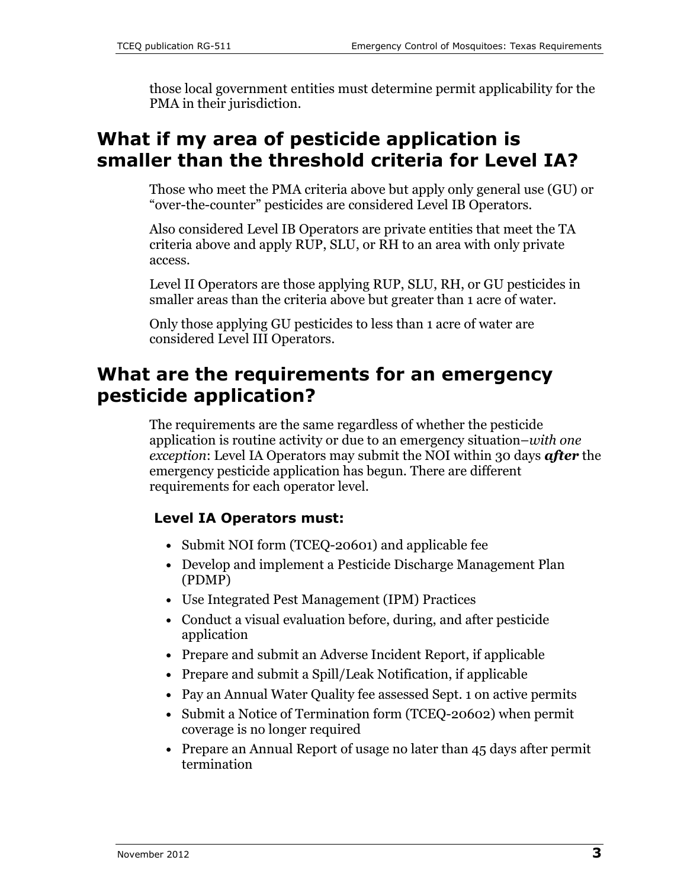those local government entities must determine permit applicability for the PMA in their jurisdiction.

## What if my area of pesticide application is smaller than the threshold criteria for Level IA?

Those who meet the PMA criteria above but apply only general use (GU) or "over-the-counter" pesticides are considered Level IB Operators.

Also considered Level IB Operators are private entities that meet the TA criteria above and apply RUP, SLU, or RH to an area with only private access.

Level II Operators are those applying RUP, SLU, RH, or GU pesticides in smaller areas than the criteria above but greater than 1 acre of water.

Only those applying GU pesticides to less than 1 acre of water are considered Level III Operators.

## What are the requirements for an emergency pesticide application?

The requirements are the same regardless of whether the pesticide application is routine activity or due to an emergency situation–*with one exception*: Level IA Operators may submit the NOI within 30 days ***after*** the emergency pesticide application has begun. There are different requirements for each operator level.

### Level IA Operators must:

- Submit NOI form (TCEQ-20601) and applicable fee
- Develop and implement a Pesticide Discharge Management Plan (PDMP)
- Use Integrated Pest Management (IPM) Practices
- Conduct a visual evaluation before, during, and after pesticide application
- Prepare and submit an Adverse Incident Report, if applicable
- Prepare and submit a Spill/Leak Notification, if applicable
- Pay an Annual Water Quality fee assessed Sept. 1 on active permits
- Submit a Notice of Termination form (TCEQ-20602) when permit coverage is no longer required
- Prepare an Annual Report of usage no later than 45 days after permit termination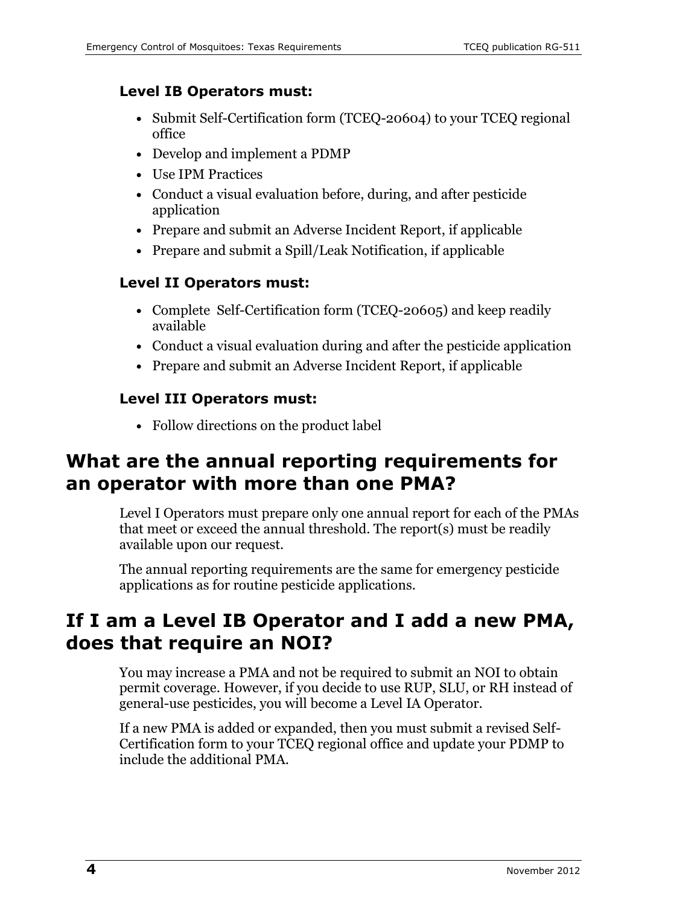### Level IB Operators must:

- Submit Self-Certification form (TCEQ-20604) to your TCEQ regional office
- Develop and implement a PDMP
- Use IPM Practices
- Conduct a visual evaluation before, during, and after pesticide application
- Prepare and submit an Adverse Incident Report, if applicable
- Prepare and submit a Spill/Leak Notification, if applicable

### Level II Operators must:

- Complete Self-Certification form (TCEQ-20605) and keep readily available
- Conduct a visual evaluation during and after the pesticide application
- Prepare and submit an Adverse Incident Report, if applicable

### Level III Operators must:

- Follow directions on the product label

## What are the annual reporting requirements for an operator with more than one PMA?

Level I Operators must prepare only one annual report for each of the PMAs that meet or exceed the annual threshold. The report(s) must be readily available upon our request.

The annual reporting requirements are the same for emergency pesticide applications as for routine pesticide applications.

## If I am a Level IB Operator and I add a new PMA, does that require an NOI?

You may increase a PMA and not be required to submit an NOI to obtain permit coverage. However, if you decide to use RUP, SLU, or RH instead of general-use pesticides, you will become a Level IA Operator.

If a new PMA is added or expanded, then you must submit a revised Self-Certification form to your TCEQ regional office and update your PDMP to include the additional PMA.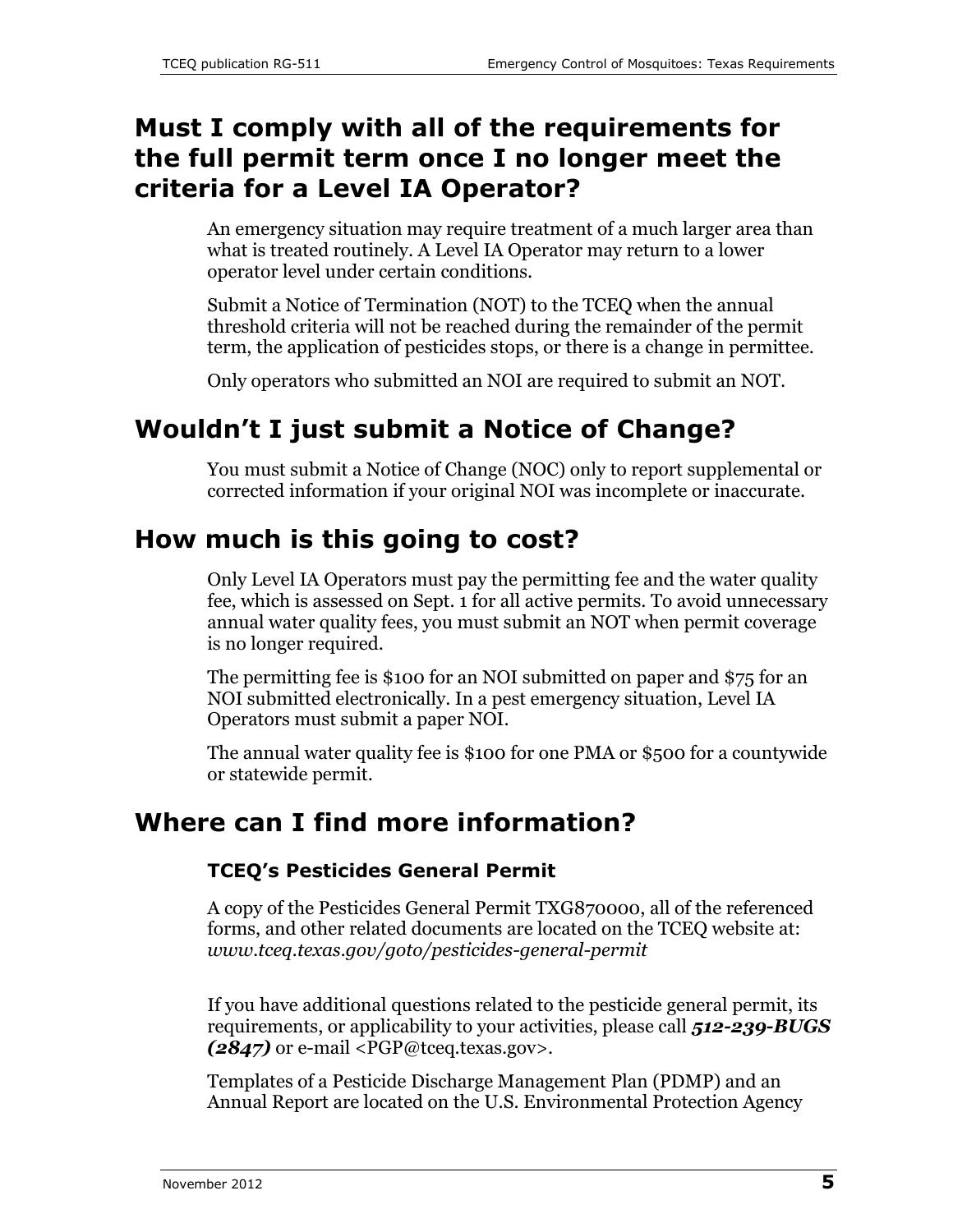## Must I comply with all of the requirements for the full permit term once I no longer meet the criteria for a Level IA Operator?

An emergency situation may require treatment of a much larger area than what is treated routinely. A Level IA Operator may return to a lower operator level under certain conditions.

Submit a Notice of Termination (NOT) to the TCEQ when the annual threshold criteria will not be reached during the remainder of the permit term, the application of pesticides stops, or there is a change in permittee.

Only operators who submitted an NOI are required to submit an NOT.

## Wouldn't I just submit a Notice of Change?

You must submit a Notice of Change (NOC) only to report supplemental or corrected information if your original NOI was incomplete or inaccurate.

## How much is this going to cost?

Only Level IA Operators must pay the permitting fee and the water quality fee, which is assessed on Sept. 1 for all active permits. To avoid unnecessary annual water quality fees, you must submit an NOT when permit coverage is no longer required.

The permitting fee is $100 for an NOI submitted on paper and $75 for an NOI submitted electronically. In a pest emergency situation, Level IA Operators must submit a paper NOI.

The annual water quality fee is $100 for one PMA or $500 for a countywide or statewide permit.

## Where can I find more information?

### TCEQ's Pesticides General Permit

A copy of the Pesticides General Permit TXG870000, all of the referenced forms, and other related documents are located on the TCEQ website at: *www.tceq.texas.gov/goto/pesticides-general-permit*

If you have additional questions related to the pesticide general permit, its requirements, or applicability to your activities, please call ***512-239-BUGS (2847)*** or e-mail <PGP@tceq.texas.gov>.

Templates of a Pesticide Discharge Management Plan (PDMP) and an Annual Report are located on the U.S. Environmental Protection Agency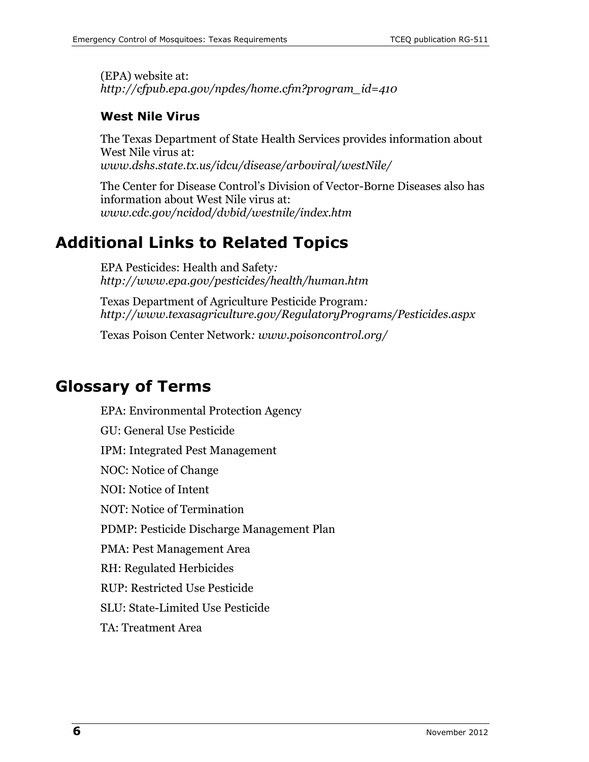(EPA) website at:
*http://cfpub.epa.gov/npdes/home.cfm?program_id=410*

### West Nile Virus

The Texas Department of State Health Services provides information about West Nile virus at:
*www.dshs.state.tx.us/idcu/disease/arboviral/westNile/*

The Center for Disease Control's Division of Vector-Borne Diseases also has information about West Nile virus at:
*www.cdc.gov/ncidod/dvbid/westnile/index.htm*

## Additional Links to Related Topics

EPA Pesticides: Health and Safety*:*
*http://www.epa.gov/pesticides/health/human.htm*

Texas Department of Agriculture Pesticide Program*:*
*http://www.texasagriculture.gov/RegulatoryPrograms/Pesticides.aspx*

Texas Poison Center Network*: www.poisoncontrol.org/*

## Glossary of Terms

EPA: Environmental Protection Agency

GU: General Use Pesticide

IPM: Integrated Pest Management

NOC: Notice of Change

NOI: Notice of Intent

NOT: Notice of Termination

PDMP: Pesticide Discharge Management Plan

PMA: Pest Management Area

RH: Regulated Herbicides

RUP: Restricted Use Pesticide

SLU: State-Limited Use Pesticide

TA: Treatment Area